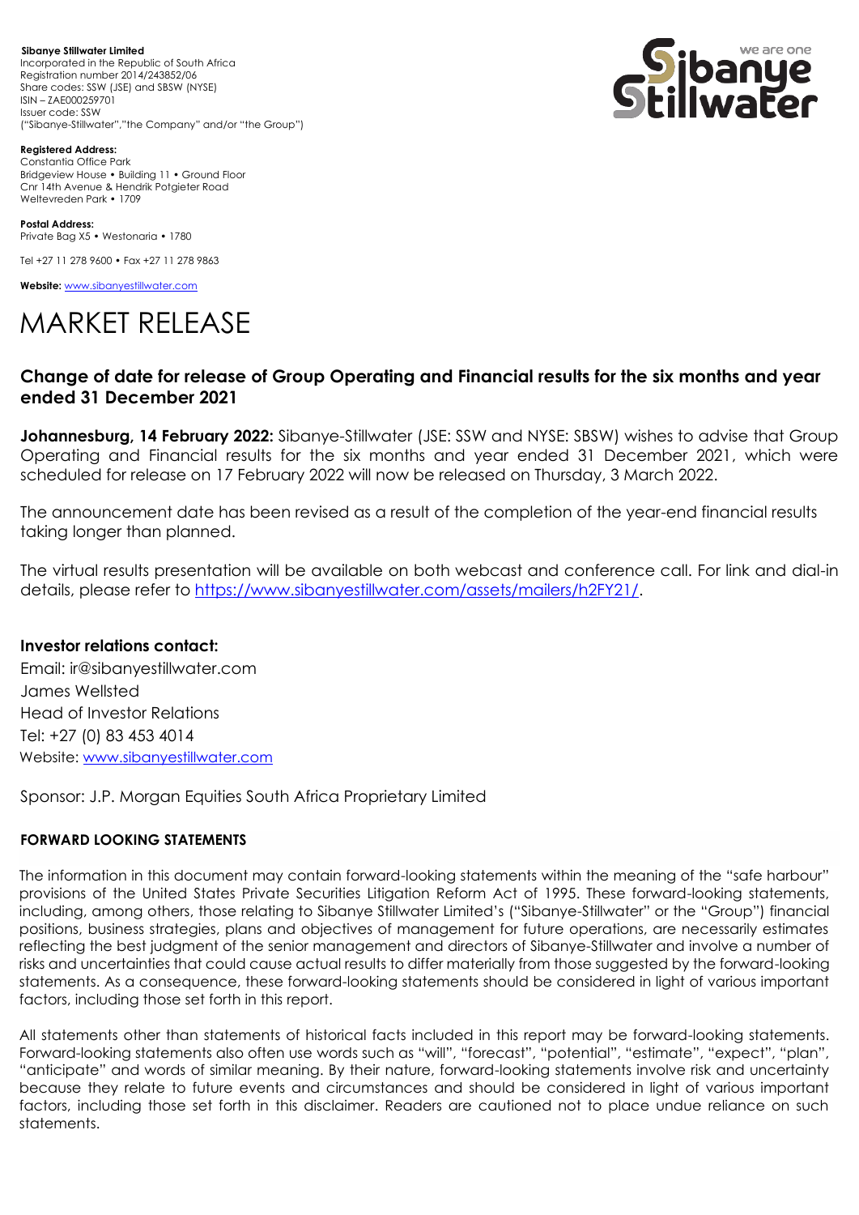**Sibanye Stillwater Limited**
Incorporated in the Republic of South Africa
Registration number 2014/243852/06
Share codes: SSW (JSE) and SBSW (NYSE)
ISIN – ZAE000259701
Issuer code: SSW
("Sibanye-Stillwater","the Company" and/or "the Group")

**Registered Address:**
Constantia Office Park
Bridgeview House • Building 11 • Ground Floor
Cnr 14th Avenue & Hendrik Potgieter Road
Weltevreden Park • 1709

**Postal Address:**
Private Bag X5 • Westonaria • 1780

Tel +27 11 278 9600 • Fax +27 11 278 9863

**Website:** www.sibanyestillwater.com

# MARKET RELEASE

## Change of date for release of Group Operating and Financial results for the six months and year ended 31 December 2021

**Johannesburg, 14 February 2022:** Sibanye-Stillwater (JSE: SSW and NYSE: SBSW) wishes to advise that Group Operating and Financial results for the six months and year ended 31 December 2021, which were scheduled for release on 17 February 2022 will now be released on Thursday, 3 March 2022.

The announcement date has been revised as a result of the completion of the year-end financial results taking longer than planned.

The virtual results presentation will be available on both webcast and conference call. For link and dial-in details, please refer to https://www.sibanyestillwater.com/assets/mailers/h2FY21/.

**Investor relations contact:**
Email: ir@sibanyestillwater.com
James Wellsted
Head of Investor Relations
Tel: +27 (0) 83 453 4014
Website: www.sibanyestillwater.com

Sponsor: J.P. Morgan Equities South Africa Proprietary Limited

**FORWARD LOOKING STATEMENTS**

The information in this document may contain forward-looking statements within the meaning of the "safe harbour" provisions of the United States Private Securities Litigation Reform Act of 1995. These forward-looking statements, including, among others, those relating to Sibanye Stillwater Limited's ("Sibanye-Stillwater" or the "Group") financial positions, business strategies, plans and objectives of management for future operations, are necessarily estimates reflecting the best judgment of the senior management and directors of Sibanye-Stillwater and involve a number of risks and uncertainties that could cause actual results to differ materially from those suggested by the forward-looking statements. As a consequence, these forward-looking statements should be considered in light of various important factors, including those set forth in this report.

All statements other than statements of historical facts included in this report may be forward-looking statements. Forward-looking statements also often use words such as "will", "forecast", "potential", "estimate", "expect", "plan", "anticipate" and words of similar meaning. By their nature, forward-looking statements involve risk and uncertainty because they relate to future events and circumstances and should be considered in light of various important factors, including those set forth in this disclaimer. Readers are cautioned not to place undue reliance on such statements.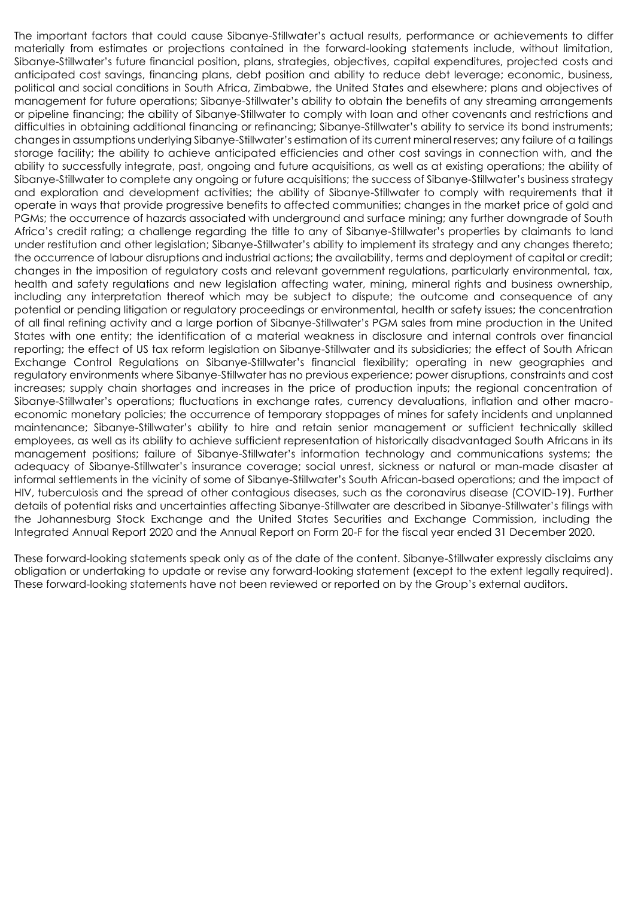The important factors that could cause Sibanye-Stillwater's actual results, performance or achievements to differ materially from estimates or projections contained in the forward-looking statements include, without limitation, Sibanye-Stillwater's future financial position, plans, strategies, objectives, capital expenditures, projected costs and anticipated cost savings, financing plans, debt position and ability to reduce debt leverage; economic, business, political and social conditions in South Africa, Zimbabwe, the United States and elsewhere; plans and objectives of management for future operations; Sibanye-Stillwater's ability to obtain the benefits of any streaming arrangements or pipeline financing; the ability of Sibanye-Stillwater to comply with loan and other covenants and restrictions and difficulties in obtaining additional financing or refinancing; Sibanye-Stillwater's ability to service its bond instruments; changes in assumptions underlying Sibanye-Stillwater's estimation of its current mineral reserves; any failure of a tailings storage facility; the ability to achieve anticipated efficiencies and other cost savings in connection with, and the ability to successfully integrate, past, ongoing and future acquisitions, as well as at existing operations; the ability of Sibanye-Stillwater to complete any ongoing or future acquisitions; the success of Sibanye-Stillwater's business strategy and exploration and development activities; the ability of Sibanye-Stillwater to comply with requirements that it operate in ways that provide progressive benefits to affected communities; changes in the market price of gold and PGMs; the occurrence of hazards associated with underground and surface mining; any further downgrade of South Africa's credit rating; a challenge regarding the title to any of Sibanye-Stillwater's properties by claimants to land under restitution and other legislation; Sibanye-Stillwater's ability to implement its strategy and any changes thereto; the occurrence of labour disruptions and industrial actions; the availability, terms and deployment of capital or credit; changes in the imposition of regulatory costs and relevant government regulations, particularly environmental, tax, health and safety regulations and new legislation affecting water, mining, mineral rights and business ownership, including any interpretation thereof which may be subject to dispute; the outcome and consequence of any potential or pending litigation or regulatory proceedings or environmental, health or safety issues; the concentration of all final refining activity and a large portion of Sibanye-Stillwater's PGM sales from mine production in the United States with one entity; the identification of a material weakness in disclosure and internal controls over financial reporting; the effect of US tax reform legislation on Sibanye-Stillwater and its subsidiaries; the effect of South African Exchange Control Regulations on Sibanye-Stillwater's financial flexibility; operating in new geographies and regulatory environments where Sibanye-Stillwater has no previous experience; power disruptions, constraints and cost increases; supply chain shortages and increases in the price of production inputs; the regional concentration of Sibanye-Stillwater's operations; fluctuations in exchange rates, currency devaluations, inflation and other macro-economic monetary policies; the occurrence of temporary stoppages of mines for safety incidents and unplanned maintenance; Sibanye-Stillwater's ability to hire and retain senior management or sufficient technically skilled employees, as well as its ability to achieve sufficient representation of historically disadvantaged South Africans in its management positions; failure of Sibanye-Stillwater's information technology and communications systems; the adequacy of Sibanye-Stillwater's insurance coverage; social unrest, sickness or natural or man-made disaster at informal settlements in the vicinity of some of Sibanye-Stillwater's South African-based operations; and the impact of HIV, tuberculosis and the spread of other contagious diseases, such as the coronavirus disease (COVID-19). Further details of potential risks and uncertainties affecting Sibanye-Stillwater are described in Sibanye-Stillwater's filings with the Johannesburg Stock Exchange and the United States Securities and Exchange Commission, including the Integrated Annual Report 2020 and the Annual Report on Form 20-F for the fiscal year ended 31 December 2020.

These forward-looking statements speak only as of the date of the content. Sibanye-Stillwater expressly disclaims any obligation or undertaking to update or revise any forward-looking statement (except to the extent legally required). These forward-looking statements have not been reviewed or reported on by the Group's external auditors.